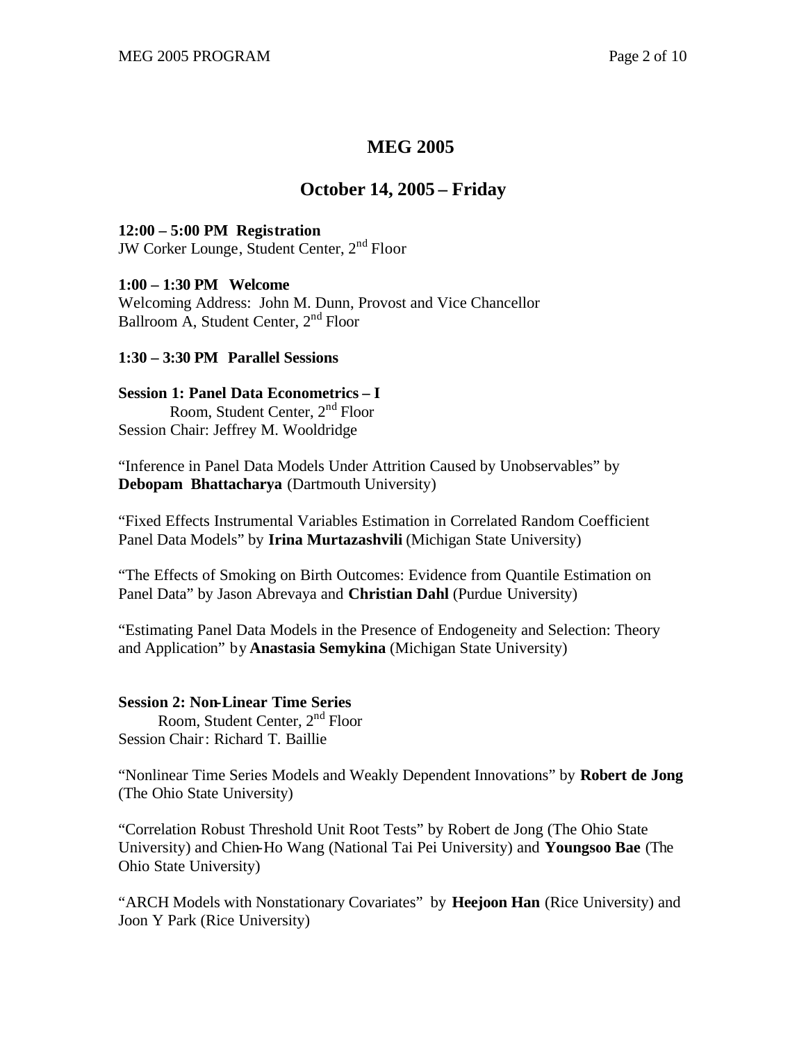# MEG 2005

## October 14, 2005 – Friday

**12:00 – 5:00 PM Registration**
JW Corker Lounge, Student Center, 2nd Floor

**1:00 – 1:30 PM Welcome**
Welcoming Address: John M. Dunn, Provost and Vice Chancellor
Ballroom A, Student Center, 2nd Floor

**1:30 – 3:30 PM Parallel Sessions**

**Session 1: Panel Data Econometrics – I**
Room, Student Center, 2nd Floor
Session Chair: Jeffrey M. Wooldridge

"Inference in Panel Data Models Under Attrition Caused by Unobservables" by **Debopam Bhattacharya** (Dartmouth University)

"Fixed Effects Instrumental Variables Estimation in Correlated Random Coefficient Panel Data Models" by **Irina Murtazashvili** (Michigan State University)

"The Effects of Smoking on Birth Outcomes: Evidence from Quantile Estimation on Panel Data" by Jason Abrevaya and **Christian Dahl** (Purdue University)

"Estimating Panel Data Models in the Presence of Endogeneity and Selection: Theory and Application" by **Anastasia Semykina** (Michigan State University)

**Session 2: Non-Linear Time Series**
Room, Student Center, 2nd Floor
Session Chair: Richard T. Baillie

"Nonlinear Time Series Models and Weakly Dependent Innovations" by **Robert de Jong** (The Ohio State University)

"Correlation Robust Threshold Unit Root Tests" by Robert de Jong (The Ohio State University) and Chien-Ho Wang (National Tai Pei University) and **Youngsoo Bae** (The Ohio State University)

"ARCH Models with Nonstationary Covariates" by **Heejoon Han** (Rice University) and Joon Y Park (Rice University)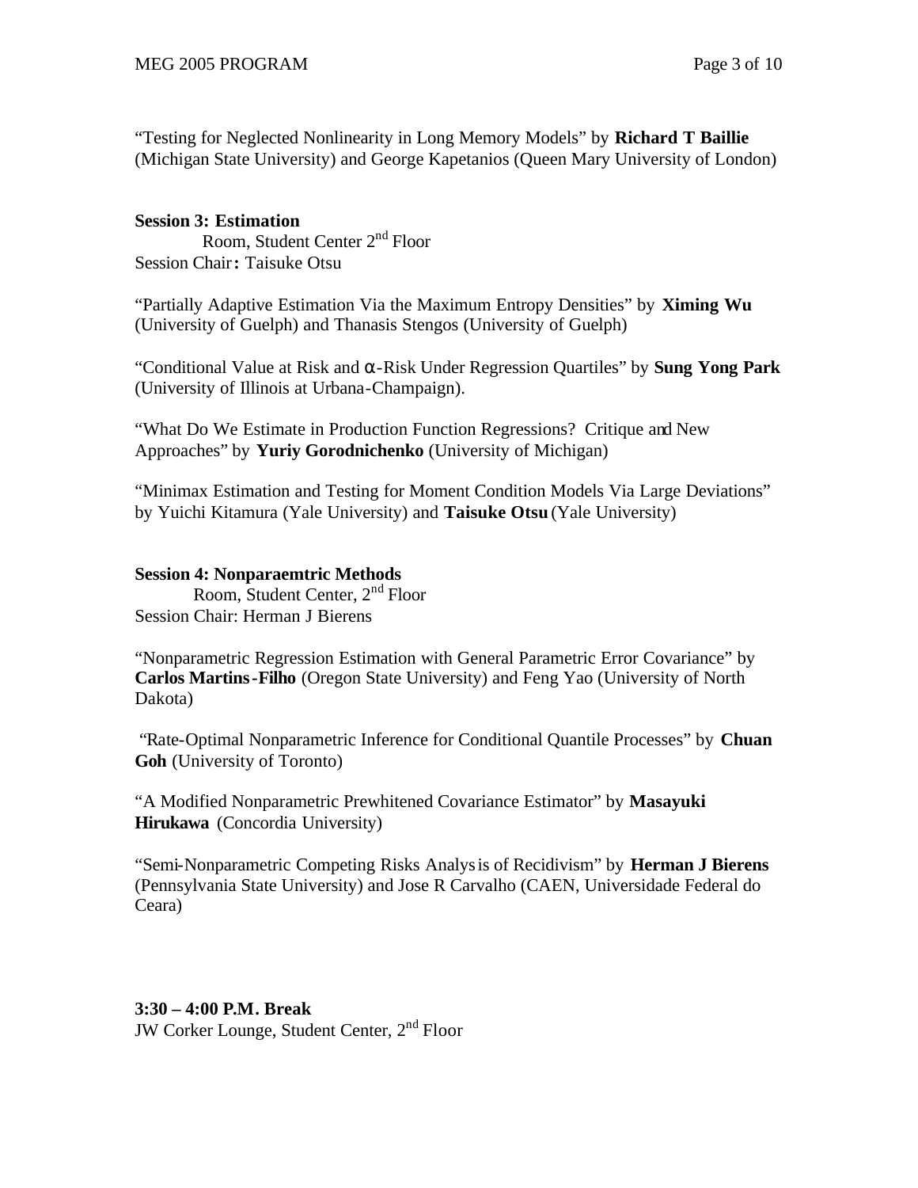"Testing for Neglected Nonlinearity in Long Memory Models" by **Richard T Baillie** (Michigan State University) and George Kapetanios (Queen Mary University of London)

**Session 3: Estimation**
Room, Student Center 2nd Floor
Session Chair**:** Taisuke Otsu

"Partially Adaptive Estimation Via the Maximum Entropy Densities" by **Ximing Wu** (University of Guelph) and Thanasis Stengos (University of Guelph)

"Conditional Value at Risk and $\alpha$-Risk Under Regression Quartiles" by **Sung Yong Park** (University of Illinois at Urbana-Champaign).

"What Do We Estimate in Production Function Regressions? Critique and New Approaches" by **Yuriy Gorodnichenko** (University of Michigan)

"Minimax Estimation and Testing for Moment Condition Models Via Large Deviations" by Yuichi Kitamura (Yale University) and **Taisuke Otsu** (Yale University)

**Session 4: Nonparaemtric Methods**
Room, Student Center, 2nd Floor
Session Chair: Herman J Bierens

"Nonparametric Regression Estimation with General Parametric Error Covariance" by **Carlos Martins-Filho** (Oregon State University) and Feng Yao (University of North Dakota)

"Rate-Optimal Nonparametric Inference for Conditional Quantile Processes" by **Chuan Goh** (University of Toronto)

"A Modified Nonparametric Prewhitened Covariance Estimator" by **Masayuki Hirukawa** (Concordia University)

"Semi-Nonparametric Competing Risks Analysis is of Recidivism" by **Herman J Bierens** (Pennsylvania State University) and Jose R Carvalho (CAEN, Universidade Federal do Ceara)

**3:30 – 4:00 P.M. Break**
JW Corker Lounge, Student Center, 2nd Floor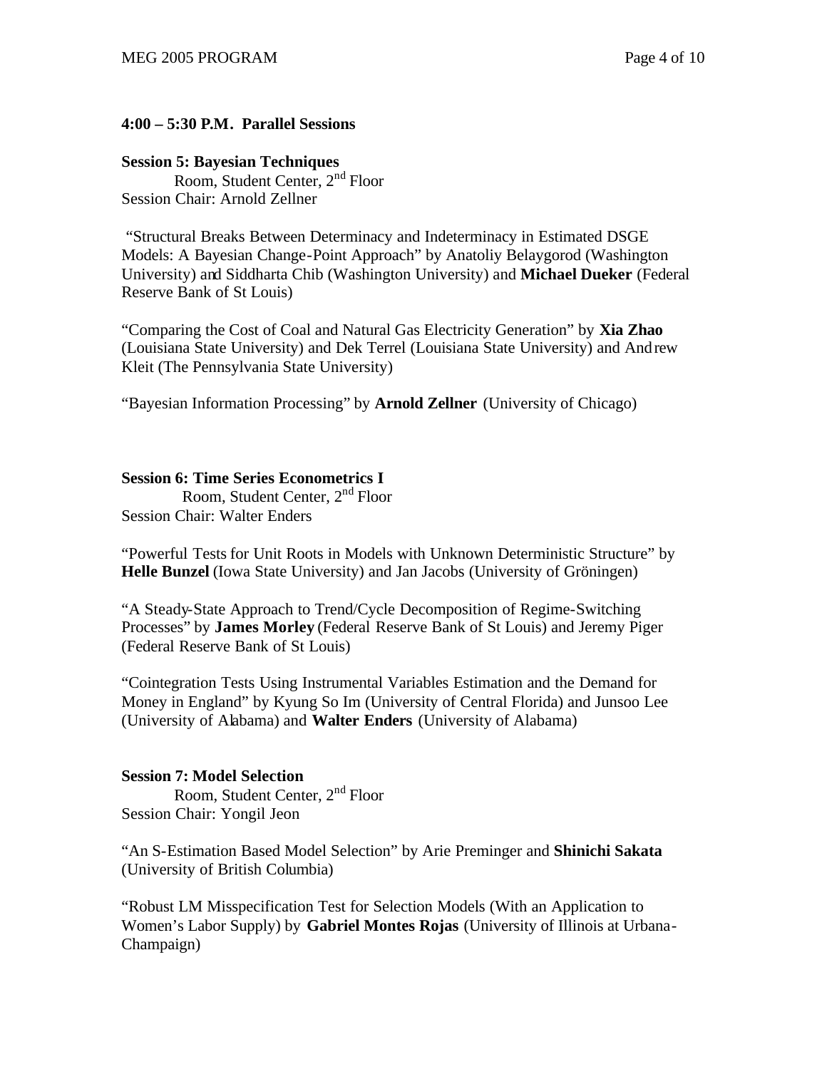### 4:00 – 5:30 P.M. Parallel Sessions

**Session 5: Bayesian Techniques**
Room, Student Center, 2nd Floor
Session Chair: Arnold Zellner

"Structural Breaks Between Determinacy and Indeterminacy in Estimated DSGE Models: A Bayesian Change-Point Approach" by Anatoliy Belaygorod (Washington University) and Siddharta Chib (Washington University) and **Michael Dueker** (Federal Reserve Bank of St Louis)

"Comparing the Cost of Coal and Natural Gas Electricity Generation" by **Xia Zhao** (Louisiana State University) and Dek Terrel (Louisiana State University) and Andrew Kleit (The Pennsylvania State University)

"Bayesian Information Processing" by **Arnold Zellner** (University of Chicago)

**Session 6: Time Series Econometrics I**
Room, Student Center, 2nd Floor
Session Chair: Walter Enders

"Powerful Tests for Unit Roots in Models with Unknown Deterministic Structure" by **Helle Bunzel** (Iowa State University) and Jan Jacobs (University of Gröningen)

"A Steady-State Approach to Trend/Cycle Decomposition of Regime-Switching Processes" by **James Morley** (Federal Reserve Bank of St Louis) and Jeremy Piger (Federal Reserve Bank of St Louis)

"Cointegration Tests Using Instrumental Variables Estimation and the Demand for Money in England" by Kyung So Im (University of Central Florida) and Junsoo Lee (University of Alabama) and **Walter Enders** (University of Alabama)

**Session 7: Model Selection**
Room, Student Center, 2nd Floor
Session Chair: Yongil Jeon

"An S-Estimation Based Model Selection" by Arie Preminger and **Shinichi Sakata** (University of British Columbia)

"Robust LM Misspecification Test for Selection Models (With an Application to Women's Labor Supply) by **Gabriel Montes Rojas** (University of Illinois at Urbana-Champaign)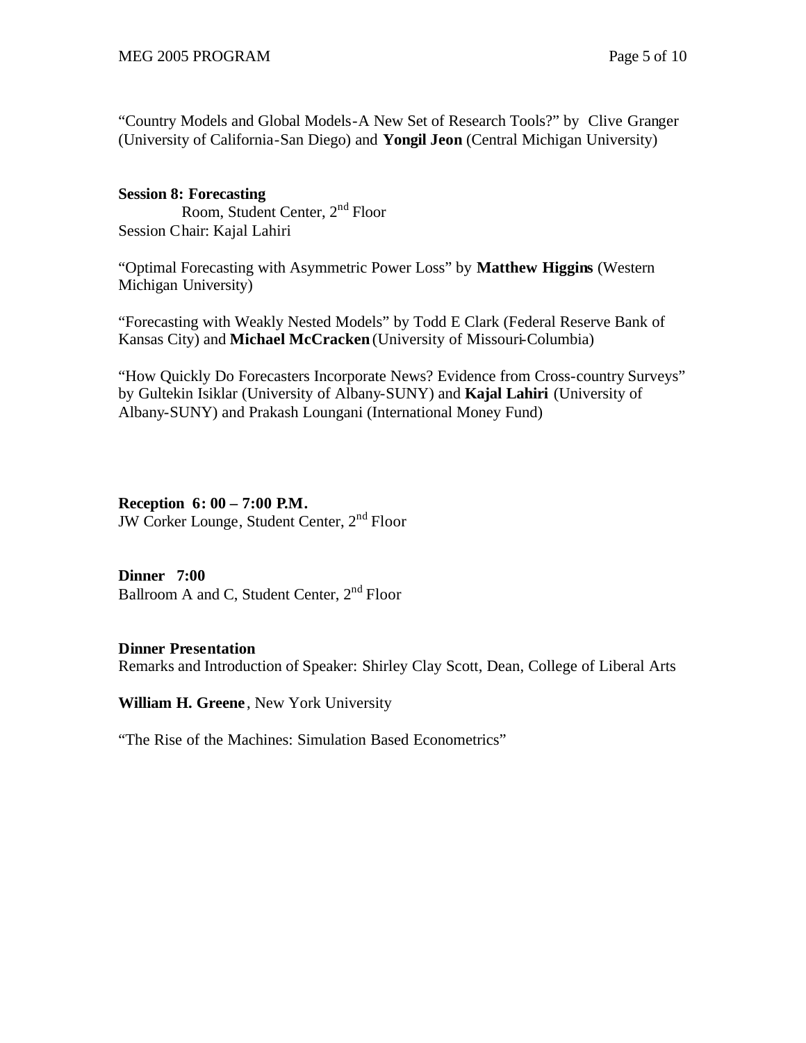"Country Models and Global Models-A New Set of Research Tools?" by Clive Granger (University of California-San Diego) and **Yongil Jeon** (Central Michigan University)

**Session 8: Forecasting**
Room, Student Center, 2nd Floor
Session Chair: Kajal Lahiri

"Optimal Forecasting with Asymmetric Power Loss" by **Matthew Higgins** (Western Michigan University)

"Forecasting with Weakly Nested Models" by Todd E Clark (Federal Reserve Bank of Kansas City) and **Michael McCracken** (University of Missouri-Columbia)

"How Quickly Do Forecasters Incorporate News? Evidence from Cross-country Surveys" by Gultekin Isiklar (University of Albany-SUNY) and **Kajal Lahiri** (University of Albany-SUNY) and Prakash Loungani (International Money Fund)

**Reception 6: 00 – 7:00 P.M.**
JW Corker Lounge, Student Center, 2nd Floor

**Dinner 7:00**
Ballroom A and C, Student Center, 2nd Floor

**Dinner Presentation**
Remarks and Introduction of Speaker: Shirley Clay Scott, Dean, College of Liberal Arts

**William H. Greene**, New York University

"The Rise of the Machines: Simulation Based Econometrics"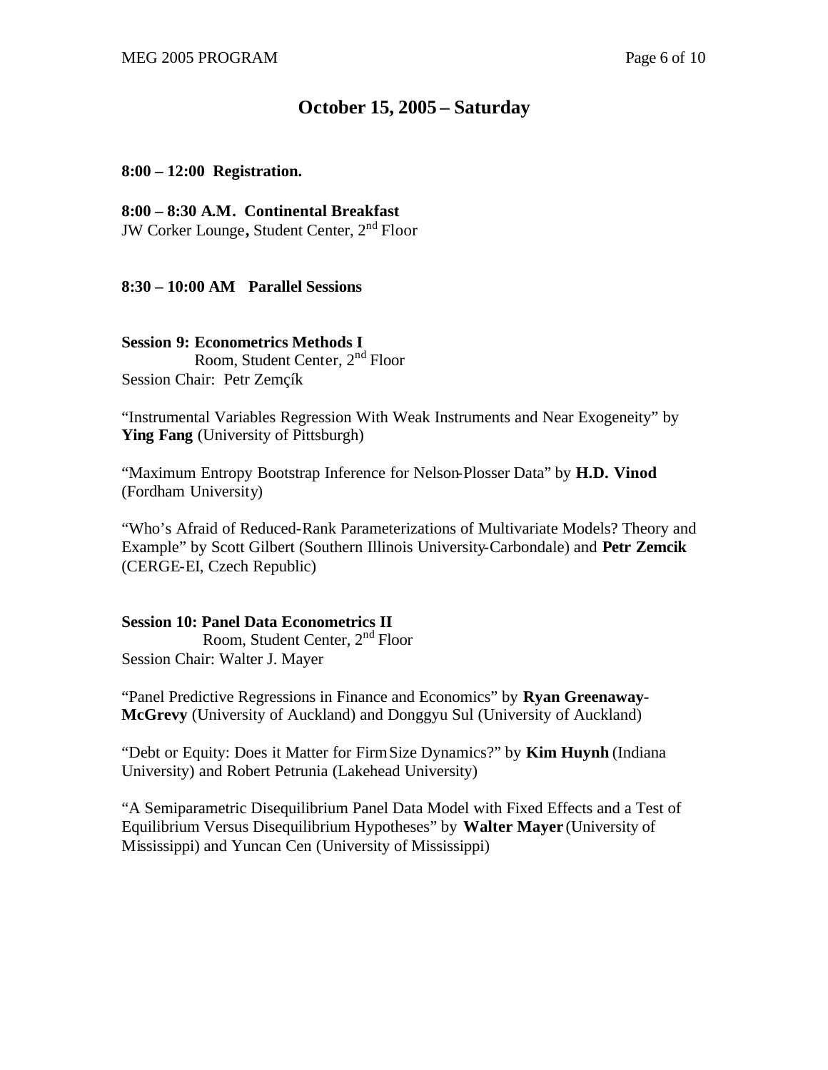## October 15, 2005 – Saturday

**8:00 – 12:00 Registration.**

**8:00 – 8:30 A.M. Continental Breakfast**
JW Corker Lounge, Student Center, 2nd Floor

**8:30 – 10:00 AM Parallel Sessions**

**Session 9: Econometrics Methods I**
Room, Student Center, 2nd Floor
Session Chair: Petr Zemçík

"Instrumental Variables Regression With Weak Instruments and Near Exogeneity" by **Ying Fang** (University of Pittsburgh)

"Maximum Entropy Bootstrap Inference for Nelson-Plosser Data" by **H.D. Vinod** (Fordham University)

"Who's Afraid of Reduced-Rank Parameterizations of Multivariate Models? Theory and Example" by Scott Gilbert (Southern Illinois University-Carbondale) and **Petr Zemcik** (CERGE-EI, Czech Republic)

**Session 10: Panel Data Econometrics II**
Room, Student Center, 2nd Floor
Session Chair: Walter J. Mayer

"Panel Predictive Regressions in Finance and Economics" by **Ryan Greenaway-McGrevy** (University of Auckland) and Donggyu Sul (University of Auckland)

"Debt or Equity: Does it Matter for Firm Size Dynamics?" by **Kim Huynh** (Indiana University) and Robert Petrunia (Lakehead University)

"A Semiparametric Disequilibrium Panel Data Model with Fixed Effects and a Test of Equilibrium Versus Disequilibrium Hypotheses" by **Walter Mayer** (University of Mississippi) and Yuncan Cen (University of Mississippi)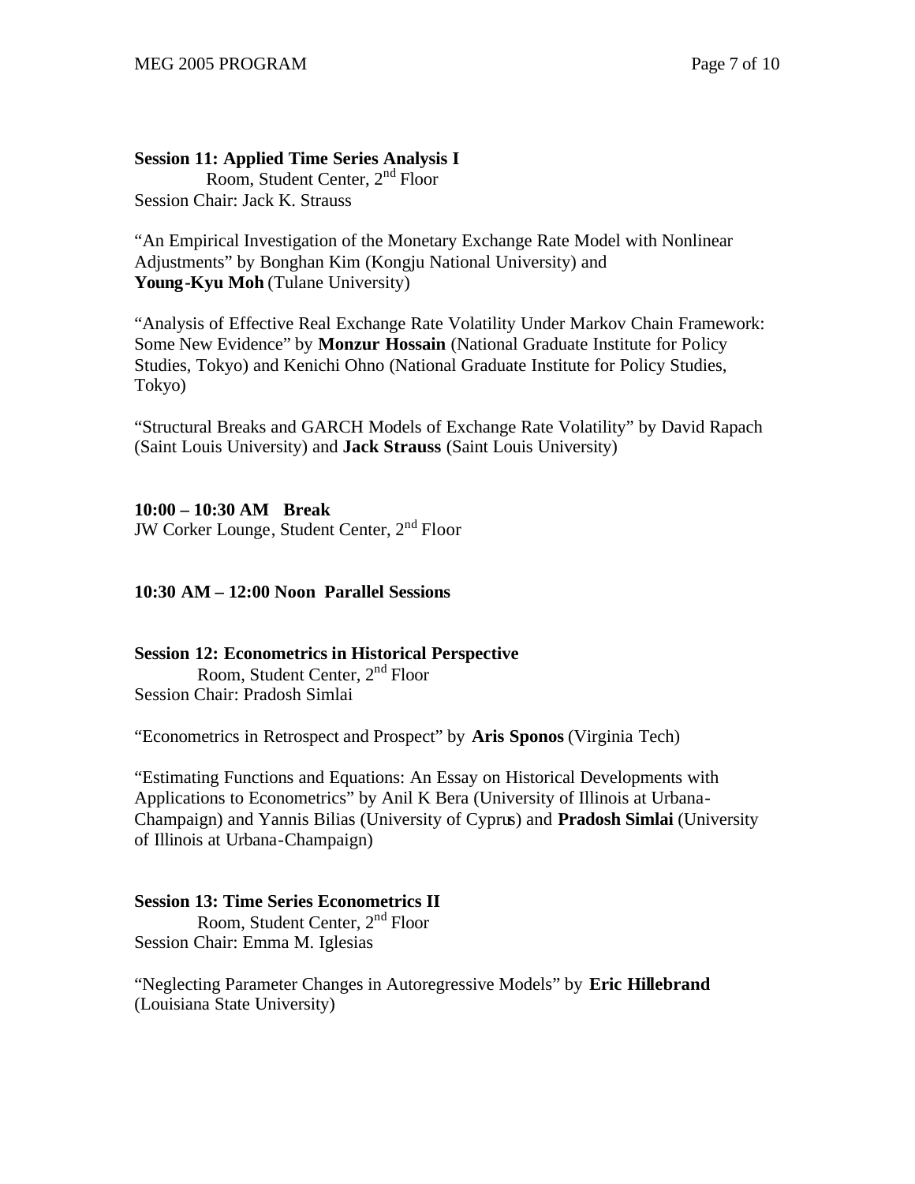**Session 11: Applied Time Series Analysis I**
Room, Student Center, 2nd Floor
Session Chair: Jack K. Strauss

"An Empirical Investigation of the Monetary Exchange Rate Model with Nonlinear Adjustments" by Bonghan Kim (Kongju National University) and **Young-Kyu Moh** (Tulane University)

"Analysis of Effective Real Exchange Rate Volatility Under Markov Chain Framework: Some New Evidence" by **Monzur Hossain** (National Graduate Institute for Policy Studies, Tokyo) and Kenichi Ohno (National Graduate Institute for Policy Studies, Tokyo)

"Structural Breaks and GARCH Models of Exchange Rate Volatility" by David Rapach (Saint Louis University) and **Jack Strauss** (Saint Louis University)

**10:00 – 10:30 AM Break**
JW Corker Lounge, Student Center, 2nd Floor

**10:30 AM – 12:00 Noon Parallel Sessions**

**Session 12: Econometrics in Historical Perspective**
Room, Student Center, 2nd Floor
Session Chair: Pradosh Simlai

"Econometrics in Retrospect and Prospect" by **Aris Sponos** (Virginia Tech)

"Estimating Functions and Equations: An Essay on Historical Developments with Applications to Econometrics" by Anil K Bera (University of Illinois at Urbana-Champaign) and Yannis Bilias (University of Cyprus) and **Pradosh Simlai** (University of Illinois at Urbana-Champaign)

**Session 13: Time Series Econometrics II**
Room, Student Center, 2nd Floor
Session Chair: Emma M. Iglesias

"Neglecting Parameter Changes in Autoregressive Models" by **Eric Hillebrand** (Louisiana State University)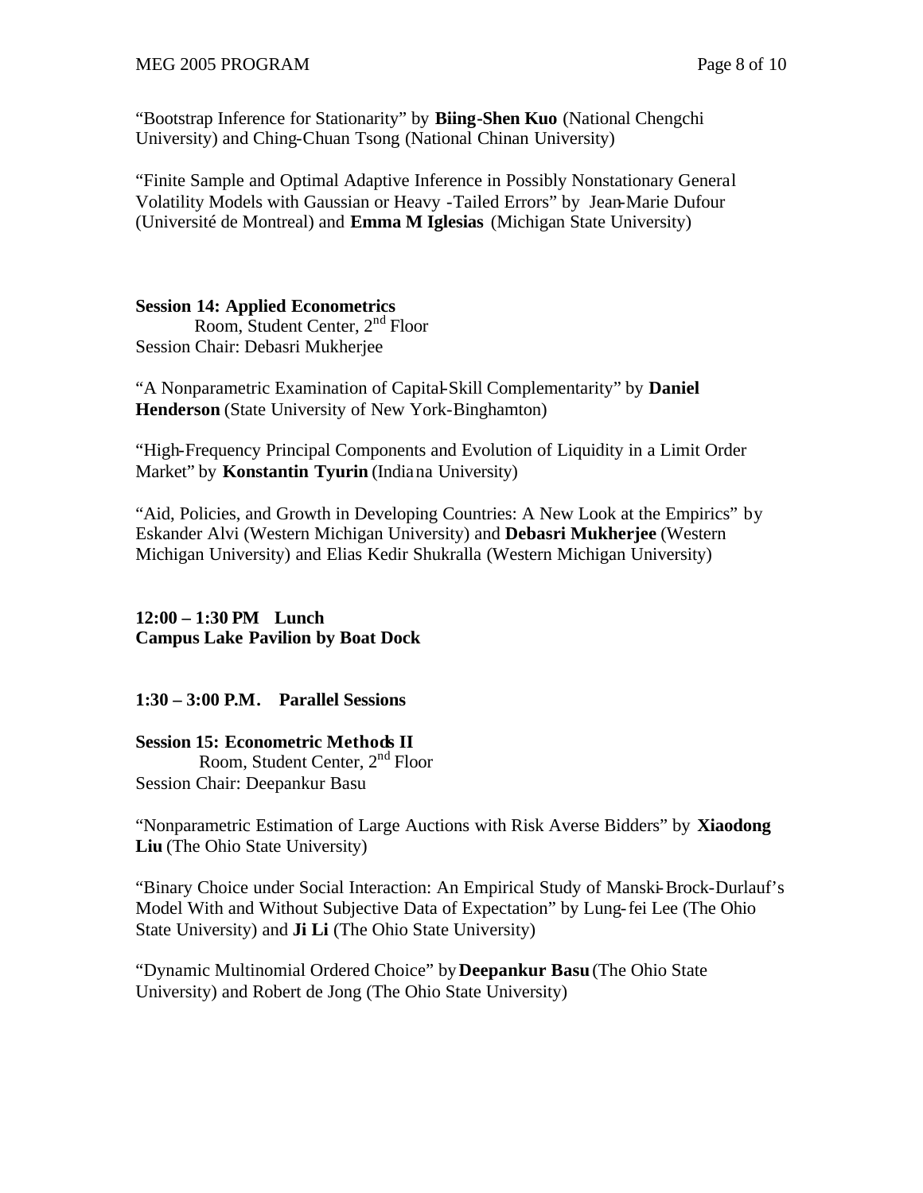"Bootstrap Inference for Stationarity" by **Biing-Shen Kuo** (National Chengchi University) and Ching-Chuan Tsong (National Chinan University)

"Finite Sample and Optimal Adaptive Inference in Possibly Nonstationary General Volatility Models with Gaussian or Heavy -Tailed Errors" by Jean-Marie Dufour (Université de Montreal) and **Emma M Iglesias** (Michigan State University)

**Session 14: Applied Econometrics**
Room, Student Center, 2nd Floor
Session Chair: Debasri Mukherjee

"A Nonparametric Examination of Capital-Skill Complementarity" by **Daniel Henderson** (State University of New York-Binghamton)

"High-Frequency Principal Components and Evolution of Liquidity in a Limit Order Market" by **Konstantin Tyurin** (Indiana University)

"Aid, Policies, and Growth in Developing Countries: A New Look at the Empirics" by Eskander Alvi (Western Michigan University) and **Debasri Mukherjee** (Western Michigan University) and Elias Kedir Shukralla (Western Michigan University)

**12:00 – 1:30 PM Lunch**
**Campus Lake Pavilion by Boat Dock**

**1:30 – 3:00 P.M. Parallel Sessions**

**Session 15: Econometric Methods II**
Room, Student Center, 2nd Floor
Session Chair: Deepankur Basu

"Nonparametric Estimation of Large Auctions with Risk Averse Bidders" by **Xiaodong Liu** (The Ohio State University)

"Binary Choice under Social Interaction: An Empirical Study of Manski-Brock-Durlauf's Model With and Without Subjective Data of Expectation" by Lung-fei Lee (The Ohio State University) and **Ji Li** (The Ohio State University)

"Dynamic Multinomial Ordered Choice" by **Deepankur Basu** (The Ohio State University) and Robert de Jong (The Ohio State University)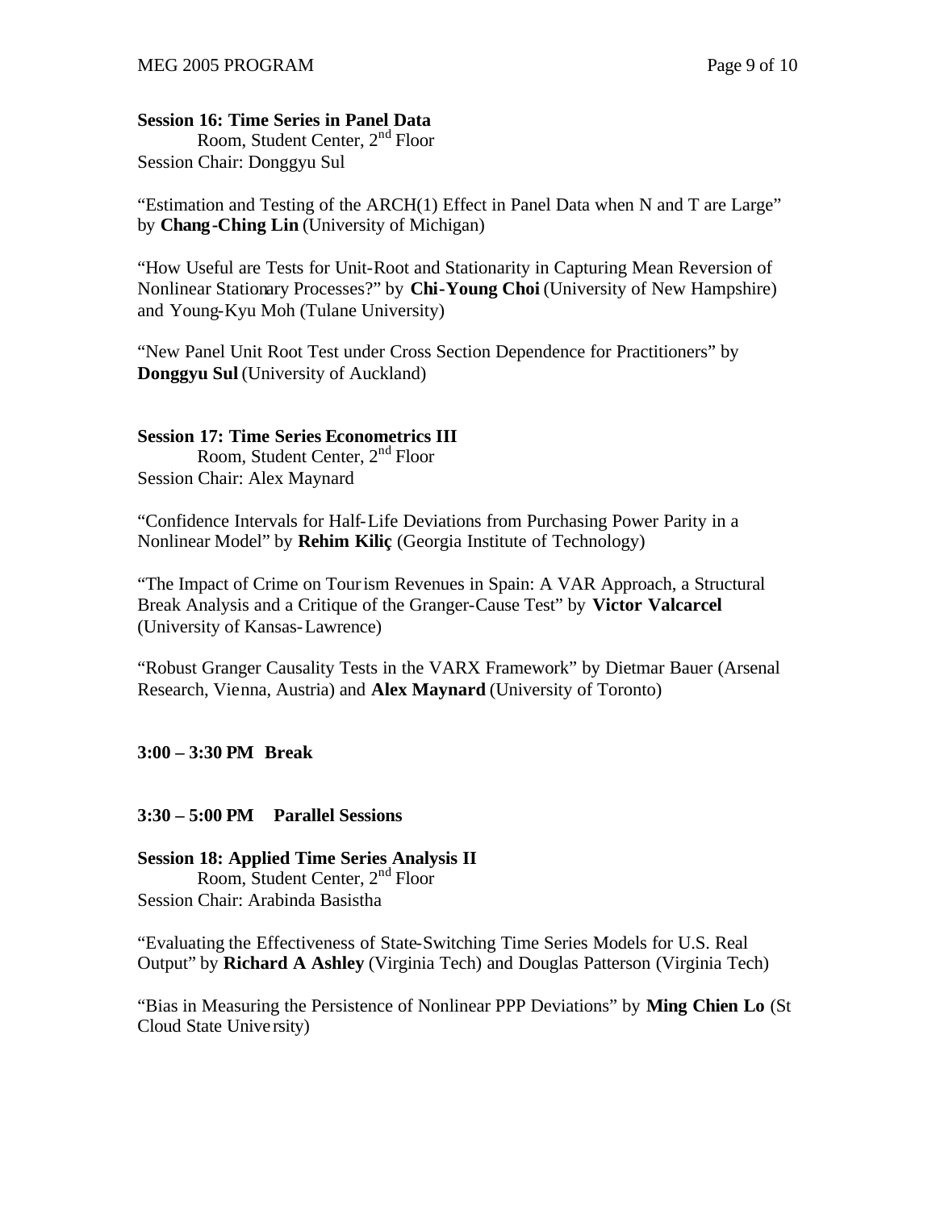**Session 16: Time Series in Panel Data**
Room, Student Center, 2nd Floor
Session Chair: Donggyu Sul

"Estimation and Testing of the ARCH(1) Effect in Panel Data when N and T are Large" by **Chang-Ching Lin** (University of Michigan)

"How Useful are Tests for Unit-Root and Stationarity in Capturing Mean Reversion of Nonlinear Stationary Processes?" by **Chi-Young Choi** (University of New Hampshire) and Young-Kyu Moh (Tulane University)

"New Panel Unit Root Test under Cross Section Dependence for Practitioners" by **Donggyu Sul** (University of Auckland)

**Session 17: Time Series Econometrics III**
Room, Student Center, 2nd Floor
Session Chair: Alex Maynard

"Confidence Intervals for Half-Life Deviations from Purchasing Power Parity in a Nonlinear Model" by **Rehim Kiliç** (Georgia Institute of Technology)

"The Impact of Crime on Tourism Revenues in Spain: A VAR Approach, a Structural Break Analysis and a Critique of the Granger-Cause Test" by **Victor Valcarcel** (University of Kansas-Lawrence)

"Robust Granger Causality Tests in the VARX Framework" by Dietmar Bauer (Arsenal Research, Vienna, Austria) and **Alex Maynard** (University of Toronto)

**3:00 – 3:30 PM Break**

**3:30 – 5:00 PM Parallel Sessions**

**Session 18: Applied Time Series Analysis II**
Room, Student Center, 2nd Floor
Session Chair: Arabinda Basistha

"Evaluating the Effectiveness of State-Switching Time Series Models for U.S. Real Output" by **Richard A Ashley** (Virginia Tech) and Douglas Patterson (Virginia Tech)

"Bias in Measuring the Persistence of Nonlinear PPP Deviations" by **Ming Chien Lo** (St Cloud State University)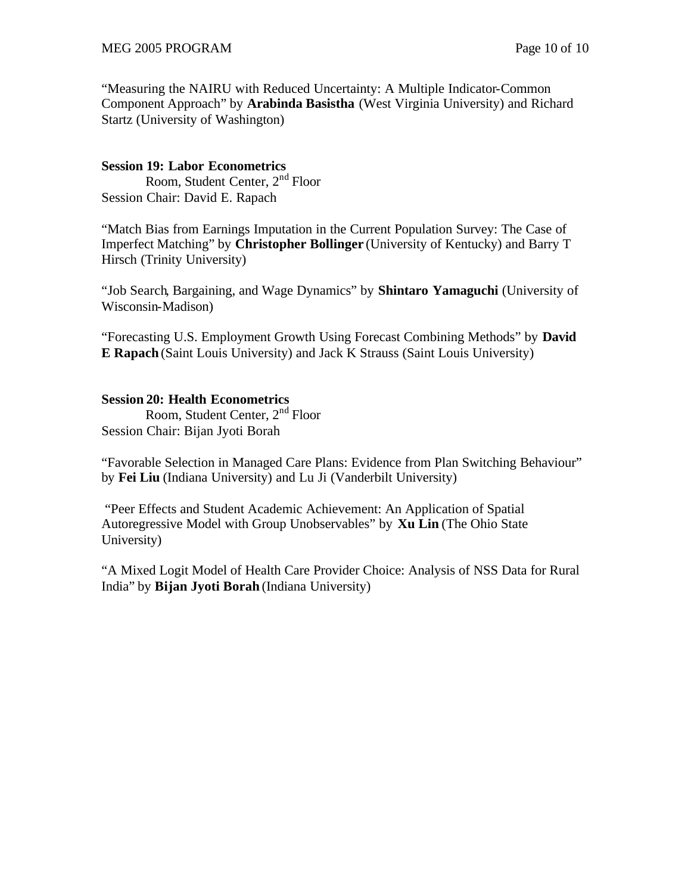"Measuring the NAIRU with Reduced Uncertainty: A Multiple Indicator-Common Component Approach" by **Arabinda Basistha** (West Virginia University) and Richard Startz (University of Washington)

**Session 19: Labor Econometrics**
Room, Student Center, 2nd Floor
Session Chair: David E. Rapach

"Match Bias from Earnings Imputation in the Current Population Survey: The Case of Imperfect Matching" by **Christopher Bollinger** (University of Kentucky) and Barry T Hirsch (Trinity University)

"Job Search, Bargaining, and Wage Dynamics" by **Shintaro Yamaguchi** (University of Wisconsin-Madison)

"Forecasting U.S. Employment Growth Using Forecast Combining Methods" by **David E Rapach** (Saint Louis University) and Jack K Strauss (Saint Louis University)

**Session 20: Health Econometrics**
Room, Student Center, 2nd Floor
Session Chair: Bijan Jyoti Borah

"Favorable Selection in Managed Care Plans: Evidence from Plan Switching Behaviour" by **Fei Liu** (Indiana University) and Lu Ji (Vanderbilt University)

"Peer Effects and Student Academic Achievement: An Application of Spatial Autoregressive Model with Group Unobservables" by **Xu Lin** (The Ohio State University)

"A Mixed Logit Model of Health Care Provider Choice: Analysis of NSS Data for Rural India" by **Bijan Jyoti Borah** (Indiana University)